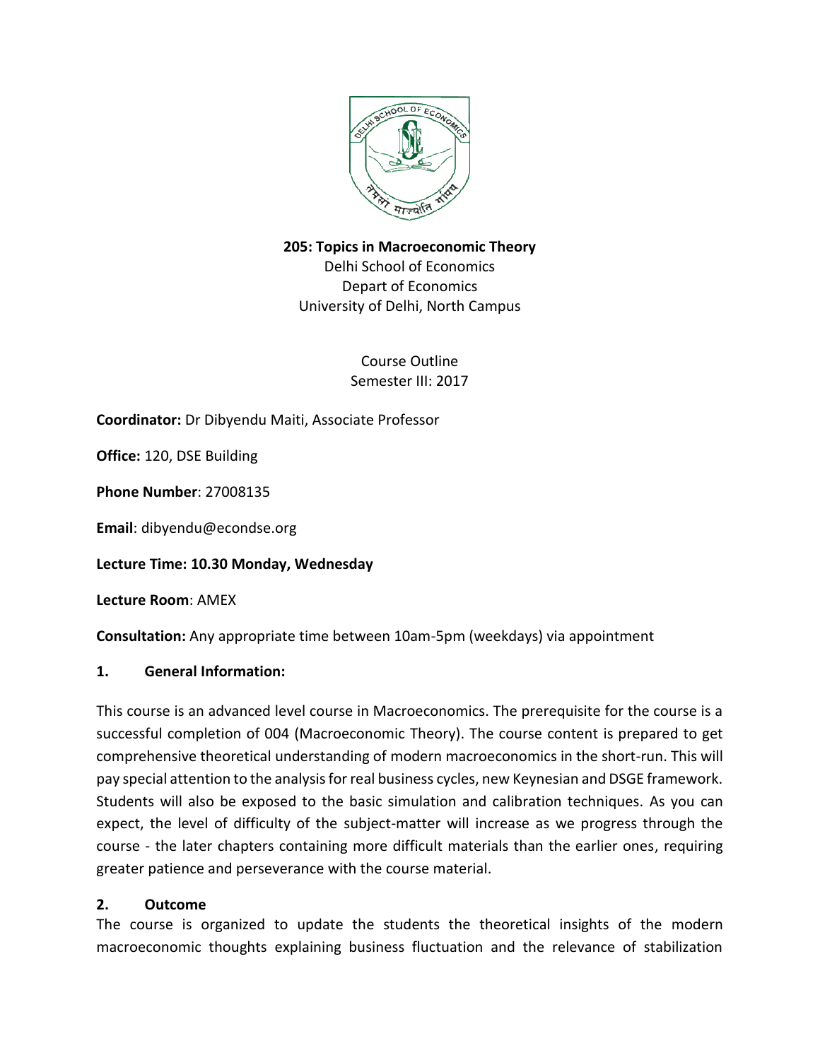**205: Topics in Macroeconomic Theory**
Delhi School of Economics
Depart of Economics
University of Delhi, North Campus

Course Outline
Semester III: 2017

**Coordinator:** Dr Dibyendu Maiti, Associate Professor

**Office:** 120, DSE Building

**Phone Number**: 27008135

**Email**: dibyendu@econdse.org

**Lecture Time: 10.30 Monday, Wednesday**

**Lecture Room**: AMEX

**Consultation:** Any appropriate time between 10am-5pm (weekdays) via appointment

## 1. General Information:

This course is an advanced level course in Macroeconomics. The prerequisite for the course is a successful completion of 004 (Macroeconomic Theory). The course content is prepared to get comprehensive theoretical understanding of modern macroeconomics in the short-run. This will pay special attention to the analysis for real business cycles, new Keynesian and DSGE framework. Students will also be exposed to the basic simulation and calibration techniques. As you can expect, the level of difficulty of the subject-matter will increase as we progress through the course - the later chapters containing more difficult materials than the earlier ones, requiring greater patience and perseverance with the course material.

## 2. Outcome

The course is organized to update the students the theoretical insights of the modern macroeconomic thoughts explaining business fluctuation and the relevance of stabilization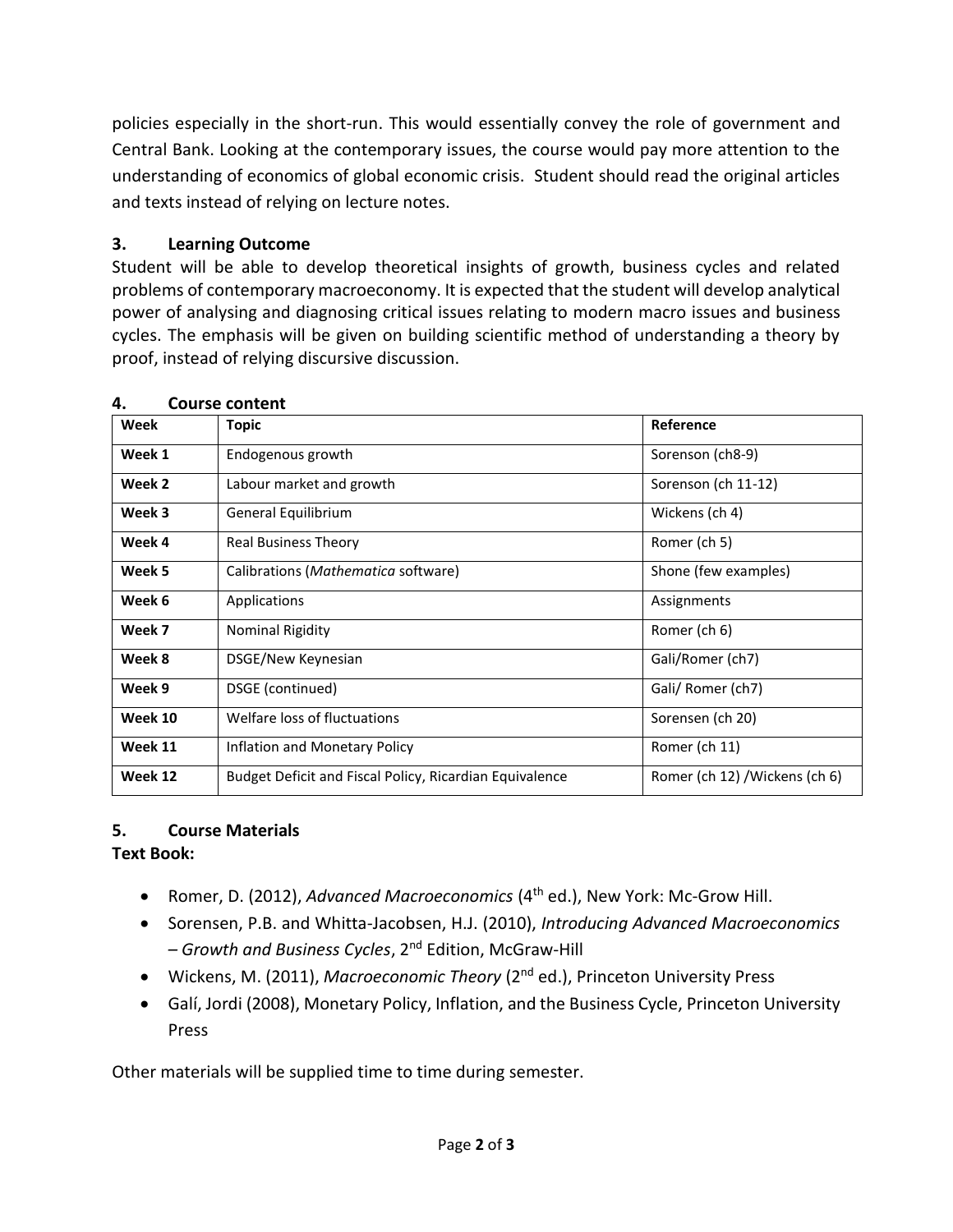policies especially in the short-run. This would essentially convey the role of government and Central Bank. Looking at the contemporary issues, the course would pay more attention to the understanding of economics of global economic crisis. Student should read the original articles and texts instead of relying on lecture notes.

## 3. Learning Outcome

Student will be able to develop theoretical insights of growth, business cycles and related problems of contemporary macroeconomy. It is expected that the student will develop analytical power of analysing and diagnosing critical issues relating to modern macro issues and business cycles. The emphasis will be given on building scientific method of understanding a theory by proof, instead of relying discursive discussion.

## 4. Course content

| Week | Topic | Reference |
|---|---|---|
| **Week 1** | Endogenous growth | Sorenson (ch8-9) |
| **Week 2** | Labour market and growth | Sorenson (ch 11-12) |
| **Week 3** | General Equilibrium | Wickens (ch 4) |
| **Week 4** | Real Business Theory | Romer (ch 5) |
| **Week 5** | Calibrations (*Mathematica* software) | Shone (few examples) |
| **Week 6** | Applications | Assignments |
| **Week 7** | Nominal Rigidity | Romer (ch 6) |
| **Week 8** | DSGE/New Keynesian | Gali/Romer (ch7) |
| **Week 9** | DSGE (continued) | Gali/ Romer (ch7) |
| **Week 10** | Welfare loss of fluctuations | Sorensen (ch 20) |
| **Week 11** | Inflation and Monetary Policy | Romer (ch 11) |
| **Week 12** | Budget Deficit and Fiscal Policy, Ricardian Equivalence | Romer (ch 12) /Wickens (ch 6) |

## 5. Course Materials

**Text Book:**

- Romer, D. (2012), *Advanced Macroeconomics* (4th ed.), New York: Mc-Grow Hill.
- Sorensen, P.B. and Whitta-Jacobsen, H.J. (2010), *Introducing Advanced Macroeconomics – Growth and Business Cycles*, 2nd Edition, McGraw-Hill
- Wickens, M. (2011), *Macroeconomic Theory* (2nd ed.), Princeton University Press
- Galí, Jordi (2008), Monetary Policy, Inflation, and the Business Cycle, Princeton University Press

Other materials will be supplied time to time during semester.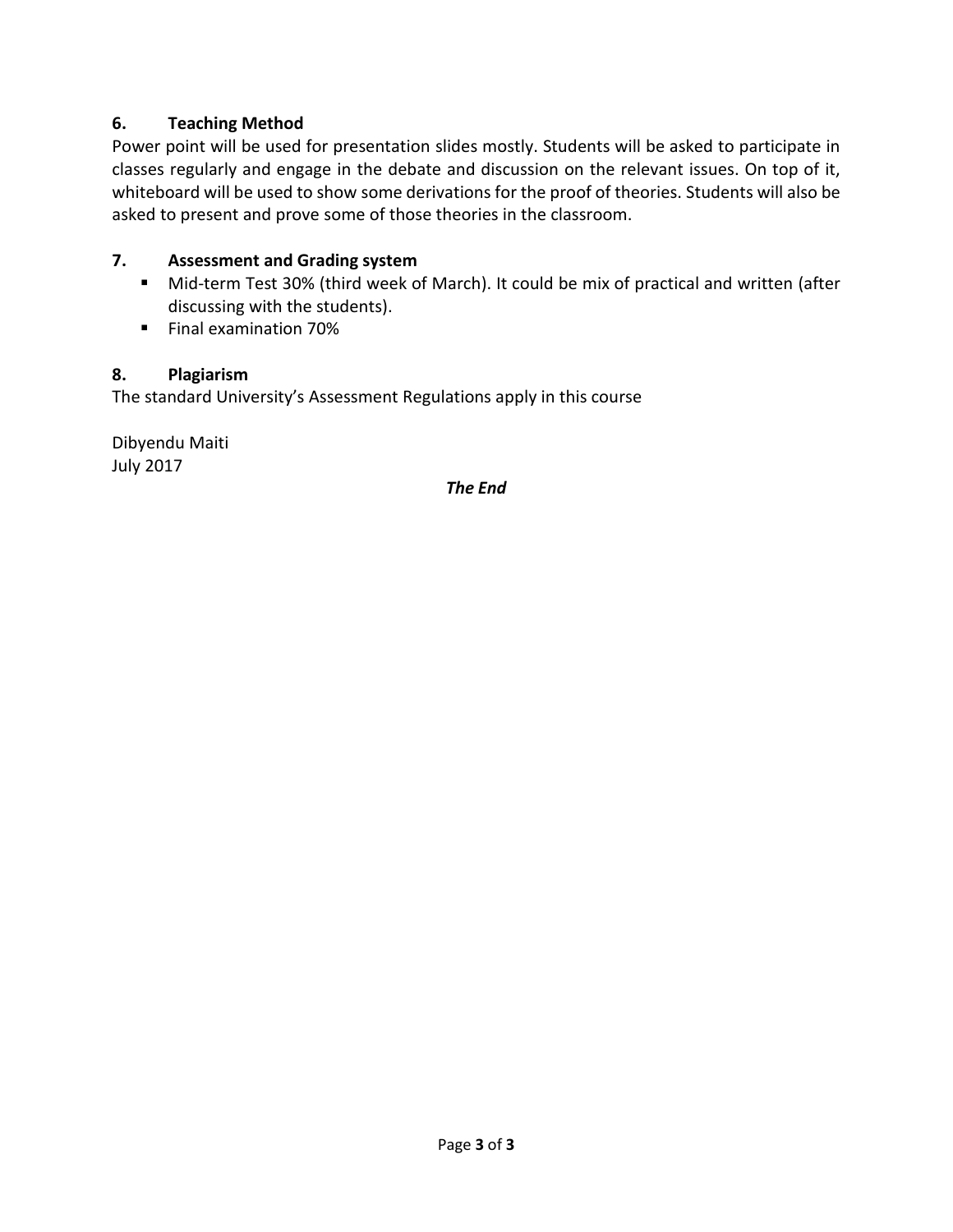## 6. Teaching Method

Power point will be used for presentation slides mostly. Students will be asked to participate in classes regularly and engage in the debate and discussion on the relevant issues. On top of it, whiteboard will be used to show some derivations for the proof of theories. Students will also be asked to present and prove some of those theories in the classroom.

## 7. Assessment and Grading system

- Mid-term Test 30% (third week of March). It could be mix of practical and written (after discussing with the students).
- Final examination 70%

## 8. Plagiarism

The standard University's Assessment Regulations apply in this course

Dibyendu Maiti
July 2017

***The End***